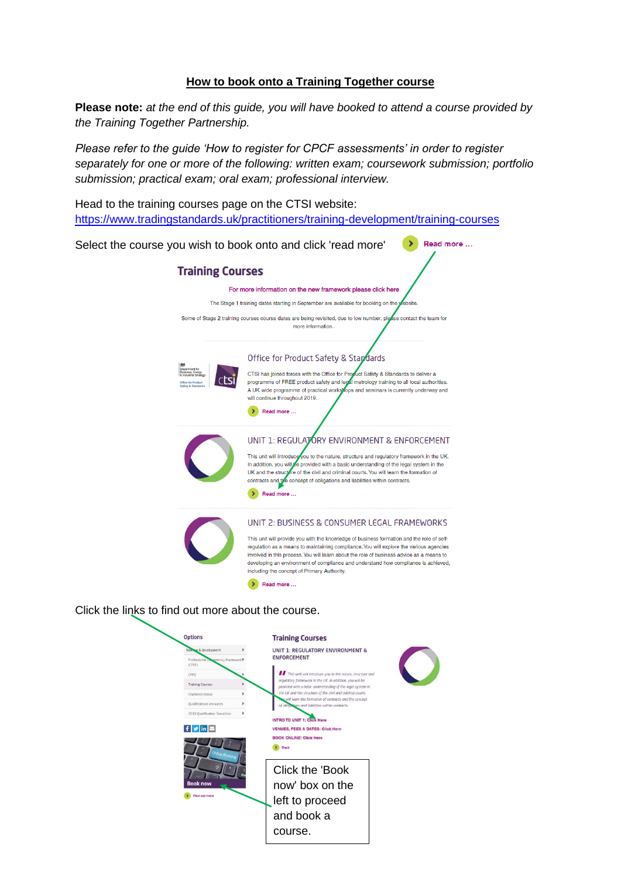**How to book onto a Training Together course**

**Please note:** *at the end of this guide, you will have booked to attend a course provided by the Training Together Partnership.*

*Please refer to the guide 'How to register for CPCF assessments' in order to register separately for one or more of the following: written exam; coursework submission; portfolio submission; practical exam; oral exam; professional interview.*

Head to the training courses page on the CTSI website:
https://www.tradingstandards.uk/practitioners/training-development/training-courses

Select the course you wish to book onto and click 'read more'

Click the links to find out more about the course.

Click the 'Book now' box on the left to proceed and book a course.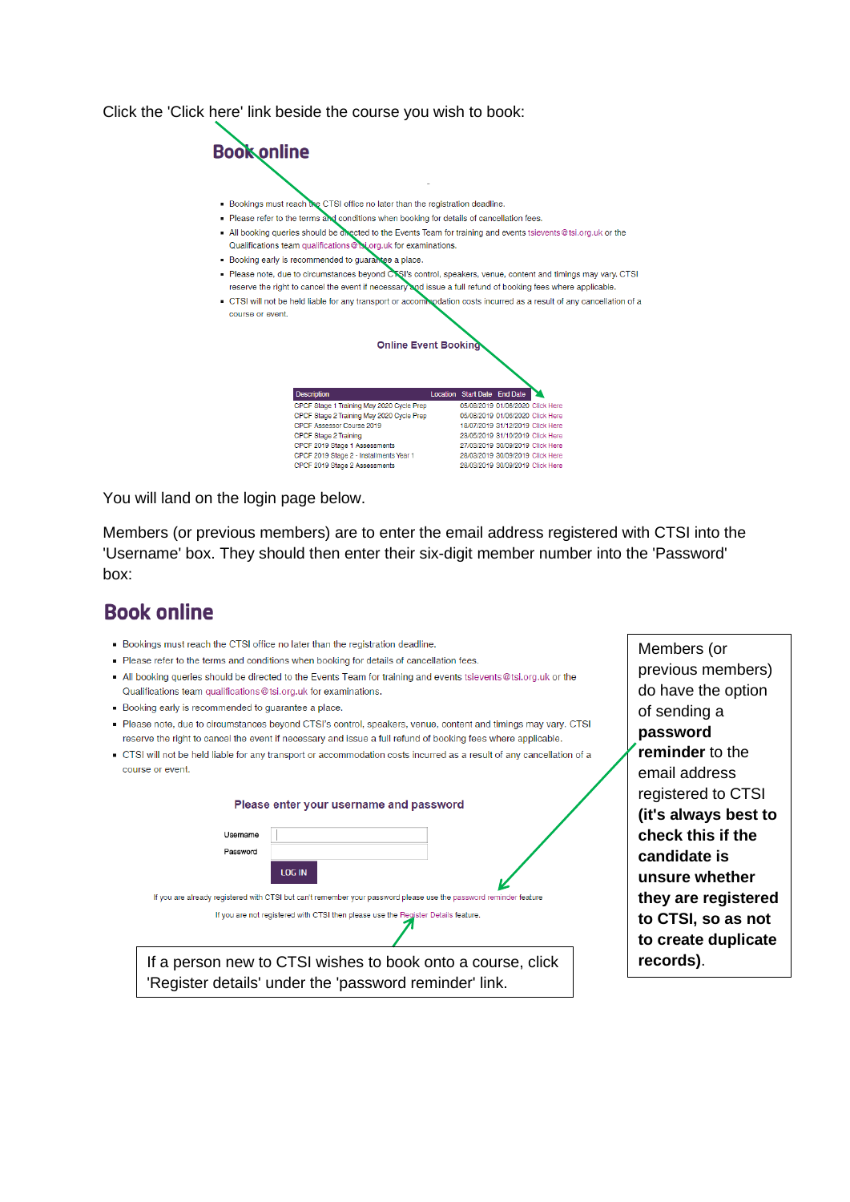Click the 'Click here' link beside the course you wish to book:

## Book online

- Bookings must reach the CTSI office no later than the registration deadline.
- Please refer to the terms and conditions when booking for details of cancellation fees.
- All booking queries should be directed to the Events Team for training and events tsievents@tsi.org.uk or the Qualifications team qualifications@tsi.org.uk for examinations.
- Booking early is recommended to guarantee a place.
- Please note, due to circumstances beyond CTSI's control, speakers, venue, content and timings may vary. CTSI reserve the right to cancel the event if necessary and issue a full refund of booking fees where applicable.
- CTSI will not be held liable for any transport or accommodation costs incurred as a result of any cancellation of a course or event.

**Online Event Booking**

| Description | Location | Start Date | End Date | |
|---|---|---|---|---|
| CPCF Stage 1 Training May 2020 Cycle Prep | | 05/08/2019 | 01/06/2020 | Click Here |
| CPCF Stage 2 Training May 2020 Cycle Prep | | 05/08/2019 | 01/06/2020 | Click Here |
| CPCF Assessor Course 2019 | | 18/07/2019 | 31/12/2019 | Click Here |
| CPCF Stage 2 Training | | 23/05/2019 | 31/10/2019 | Click Here |
| CPCF 2019 Stage 1 Assessments | | 27/03/2019 | 30/09/2019 | Click Here |
| CPCF 2019 Stage 2 - Installments Year 1 | | 28/03/2019 | 30/09/2019 | Click Here |
| CPCF 2019 Stage 2 Assessments | | 28/03/2019 | 30/09/2019 | Click Here |

You will land on the login page below.

Members (or previous members) are to enter the email address registered with CTSI into the 'Username' box. They should then enter their six-digit member number into the 'Password' box:

## Book online

- Bookings must reach the CTSI office no later than the registration deadline.
- Please refer to the terms and conditions when booking for details of cancellation fees.
- All booking queries should be directed to the Events Team for training and events tsievents@tsi.org.uk or the Qualifications team qualifications@tsi.org.uk for examinations.
- Booking early is recommended to guarantee a place.
- Please note, due to circumstances beyond CTSI's control, speakers, venue, content and timings may vary. CTSI reserve the right to cancel the event if necessary and issue a full refund of booking fees where applicable.
- CTSI will not be held liable for any transport or accommodation costs incurred as a result of any cancellation of a course or event.

**Please enter your username and password**

Username

Password

LOG IN

If you are already registered with CTSI but can't remember your password please use the password reminder feature

If you are not registered with CTSI then please use the Register Details feature.

Members (or previous members) do have the option of sending a **password reminder** to the email address registered to CTSI **(it's always best to check this if the candidate is unsure whether they are registered to CTSI, so as not to create duplicate records)**.

If a person new to CTSI wishes to book onto a course, click 'Register details' under the 'password reminder' link.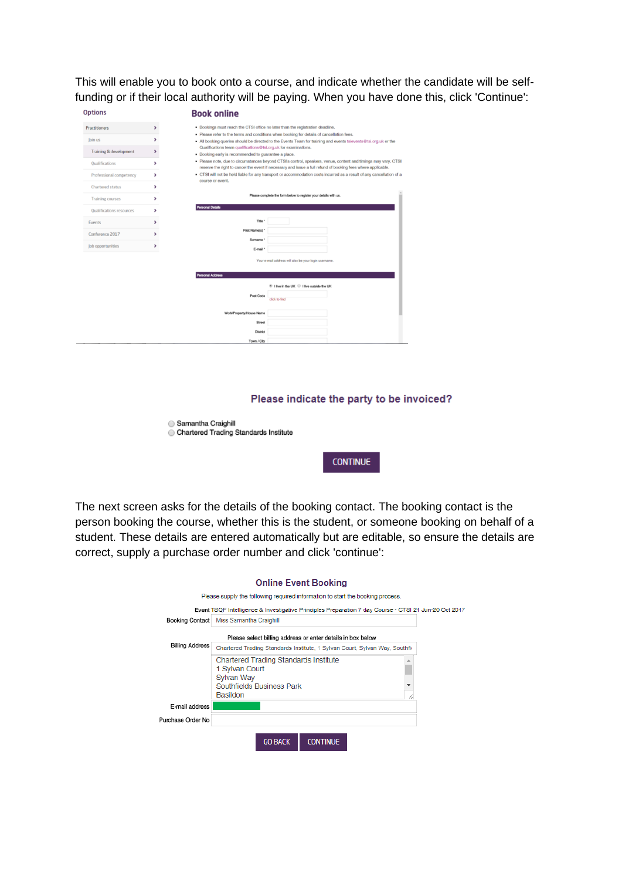This will enable you to book onto a course, and indicate whether the candidate will be self-funding or if their local authority will be paying. When you have done this, click 'Continue':

Options

- Practitioners
- Join us
- Training & development
- Qualifications
- Professional competency
- Chartered status
- Training courses
- Qualifications resources
- Events
- Conference 2017
- Job opportunities

## Book online

- Bookings must reach the CTSI office no later than the registration deadline.
- Please refer to the terms and conditions when booking for details of cancellation fees.
- All booking queries should be directed to the Events Team for training and events tslevents@tsi.org.uk or the Qualifications team qualifications@tsi.org.uk for examinations.
- Booking early is recommended to guarantee a place.
- Please note, due to circumstances beyond CTSI's control, speakers, venue, content and timings may vary. CTSI reserve the right to cancel the event if necessary and issue a full refund of booking fees where applicable.
- CTSI will not be held liable for any transport or accommodation costs incurred as a result of any cancellation of a course or event.

Please complete the form below to register your details with us.

**Personal Details**

Title *

First Name(s) *

Surname *

E-mail *

Your e-mail address will also be your login username.

**Personal Address**

I live in the UK / I live outside the UK

Post Code

click to find

Work/Property/House Name

Street

District

Town / City

### Please indicate the party to be invoiced?

- Samantha Craighill
- Chartered Trading Standards Institute

CONTINUE

The next screen asks for the details of the booking contact. The booking contact is the person booking the course, whether this is the student, or someone booking on behalf of a student. These details are entered automatically but are editable, so ensure the details are correct, supply a purchase order number and click 'continue':

### Online Event Booking

Please supply the following required information to start the booking process.

Event TSQF Intelligence & Investigative Principles Preparation 7 day Course - CTSI 21 Jun-20 Oct 2017

Booking Contact: Miss Samantha Craighill

Please select billing address or enter details in box below

Billing Address: Chartered Trading Standards Institute, 1 Sylvan Court, Sylvan Way, Southfi

Chartered Trading Standards Institute
1 Sylvan Court
Sylvan Way
Southfields Business Park
Basildon

E-mail address

Purchase Order No

GO BACK | CONTINUE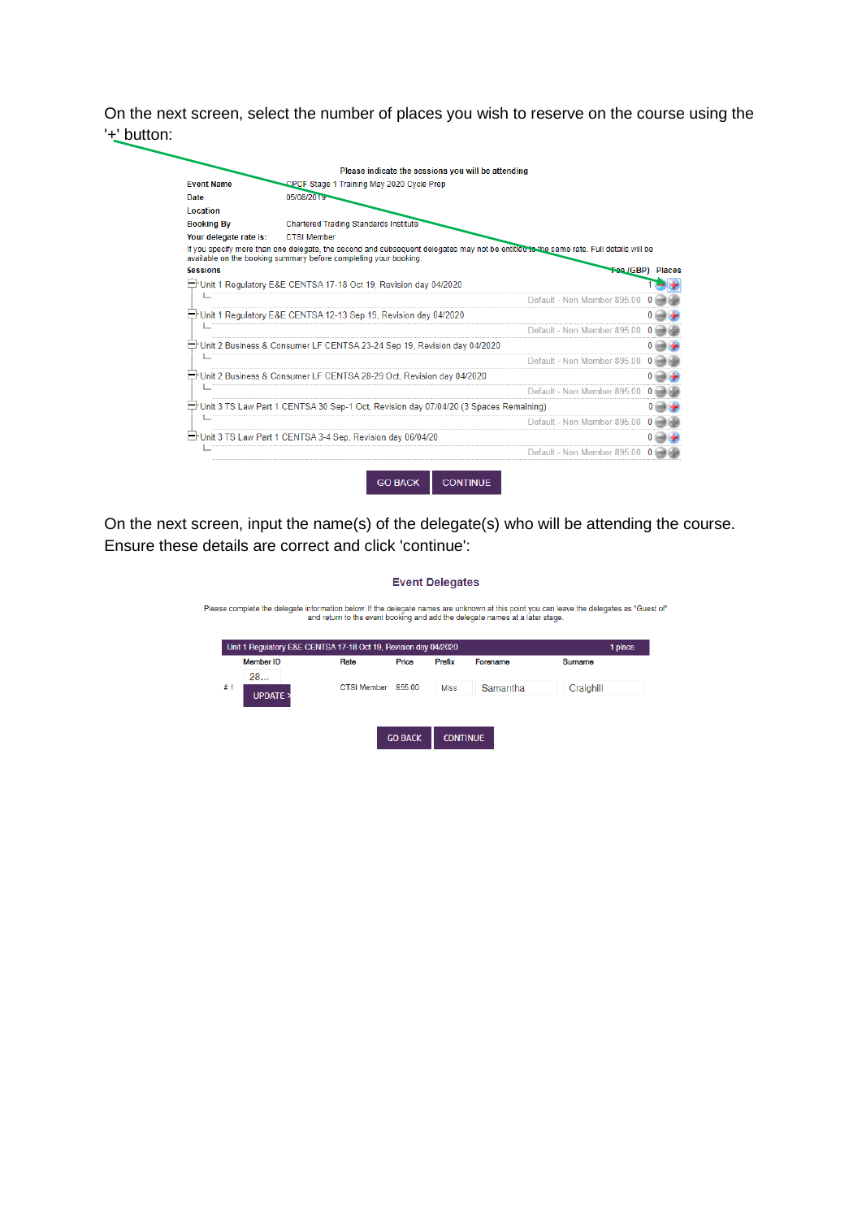On the next screen, select the number of places you wish to reserve on the course using the '+' button:

Please indicate the sessions you will be attending

| | |
|---|---|
| **Event Name** | CPCF Stage 1 Training May 2020 Cycle Prep |
| **Date** | 05/08/2019 |
| **Location** | |
| **Booking By** | Chartered Trading Standards Institute |
| **Your delegate rate is:** | CTSI Member |

If you specify more than one delegate, the second and subsequent delegates may not be entitled to the same rate. Full details will be available on the booking summary before completing your booking.

| Sessions | Fee (GBP) | Places |
|---|---|---|
| Unit 1 Regulatory E&E CENTSA 17-18 Oct 19, Revision day 04/2020 | | 1 |
| | Default - Non Member 895.00 | 0 |
| Unit 1 Regulatory E&E CENTSA 12-13 Sep 19, Revision day 04/2020 | | 0 |
| | Default - Non Member 895.00 | 0 |
| Unit 2 Business & Consumer LF CENTSA 23-24 Sep 19, Revision day 04/2020 | | 0 |
| | Default - Non Member 895.00 | 0 |
| Unit 2 Business & Consumer LF CENTSA 28-29 Oct, Revision day 04/2020 | | 0 |
| | Default - Non Member 895.00 | 0 |
| Unit 3 TS Law Part 1 CENTSA 30 Sep-1 Oct, Revision day 07/04/20 (3 Spaces Remaining) | | 0 |
| | Default - Non Member 895.00 | 0 |
| Unit 3 TS Law Part 1 CENTSA 3-4 Sep, Revision day 06/04/20 | | 0 |
| | Default - Non Member 895.00 | 0 |

GO BACK | CONTINUE

On the next screen, input the name(s) of the delegate(s) who will be attending the course. Ensure these details are correct and click 'continue':

**Event Delegates**

Please complete the delegate information below. If the delegate names are unknown at this point you can leave the delegates as "Guest of" and return to the event booking and add the delegate names at a later stage.

| Unit 1 Regulatory E&E CENTSA 17-18 Oct 19, Revision day 04/2020 | | | | | | | 1 place |
|---|---|---|---|---|---|---|---|
| | Member ID | Rate | Price | Prefix | Forename | Surname | |
| # 1 | 28... UPDATE > | CTSI Member | 855.00 | Miss | Samantha | Craighill | |

GO BACK | CONTINUE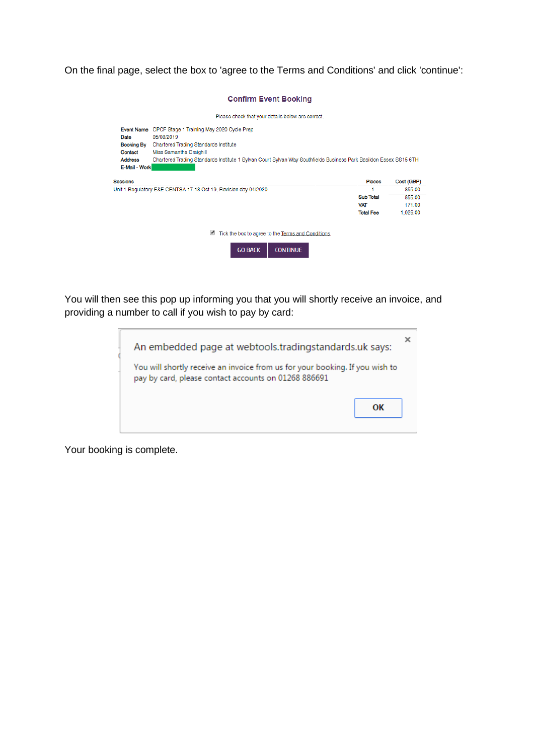On the final page, select the box to 'agree to the Terms and Conditions' and click 'continue':

**Confirm Event Booking**

Please check that your details below are correct.

| | |
|---|---|
| **Event Name** | CPCF Stage 1 Training May 2020 Cycle Prep |
| **Date** | 05/08/2019 |
| **Booking By** | Chartered Trading Standards Institute |
| **Contact** | Miss Samantha Craighill |
| **Address** | Chartered Trading Standards Institute 1 Sylvan Court Sylvan Way Southfields Business Park Basildon Essex SS15 6TH |
| **E-Mail - Work** | |

| Sessions | Places | Cost (GBP) |
|---|---|---|
| Unit 1 Regulatory E&E CENTSA 17-18 Oct 19, Revision day 04/2020 | 1 | 855.00 |
| | Sub Total | 855.00 |
| | VAT | 171.00 |
| | Total Fee | 1,026.00 |

☑ Tick the box to agree to the Terms and Conditions

GO BACK | CONTINUE

You will then see this pop up informing you that you will shortly receive an invoice, and providing a number to call if you wish to pay by card:

An embedded page at webtools.tradingstandards.uk says:

You will shortly receive an invoice from us for your booking. If you wish to pay by card, please contact accounts on 01268 886691

OK

Your booking is complete.